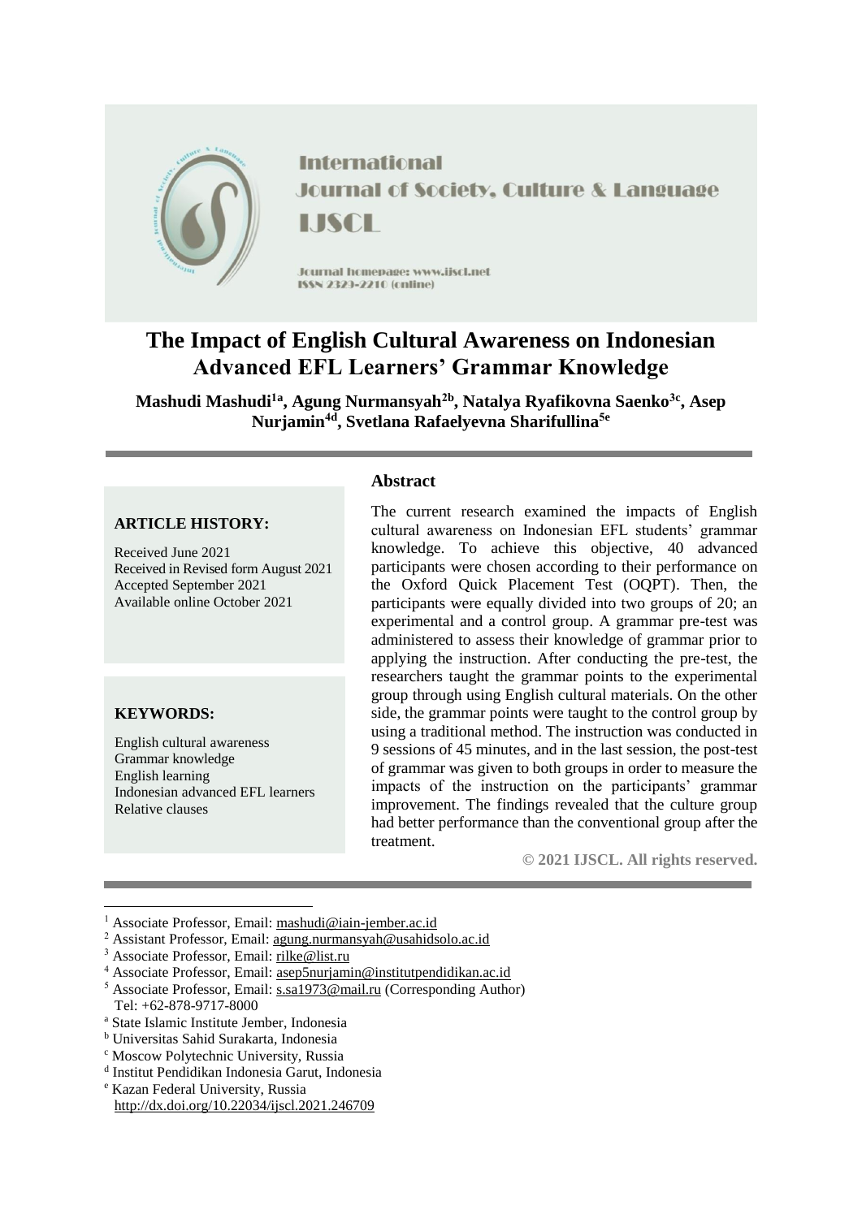International Journal of Society, Culture & Language

IJSCL

Journal homepage: www.ijscl.net

ISSN 2329-2210 (online)

# The Impact of English Cultural Awareness on Indonesian Advanced EFL Learners' Grammar Knowledge

**Mashudi Mashudi[1a], Agung Nurmansyah[2b], Natalya Ryafikovna Saenko[3c], Asep Nurjamin[4d], Svetlana Rafaelyevna Sharifullina[5e]**

**ARTICLE HISTORY:**

Received June 2021
Received in Revised form August 2021
Accepted September 2021
Available online October 2021

**KEYWORDS:**

English cultural awareness
Grammar knowledge
English learning
Indonesian advanced EFL learners
Relative clauses

## Abstract

The current research examined the impacts of English cultural awareness on Indonesian EFL students' grammar knowledge. To achieve this objective, 40 advanced participants were chosen according to their performance on the Oxford Quick Placement Test (OQPT). Then, the participants were equally divided into two groups of 20; an experimental and a control group. A grammar pre-test was administered to assess their knowledge of grammar prior to applying the instruction. After conducting the pre-test, the researchers taught the grammar points to the experimental group through using English cultural materials. On the other side, the grammar points were taught to the control group by using a traditional method. The instruction was conducted in 9 sessions of 45 minutes, and in the last session, the post-test of grammar was given to both groups in order to measure the impacts of the instruction on the participants' grammar improvement. The findings revealed that the culture group had better performance than the conventional group after the treatment.

**© 2021 IJSCL. All rights reserved.**

---

[1] Associate Professor, Email: mashudi@iain-jember.ac.id
[2] Assistant Professor, Email: agung.nurmansyah@usahidsolo.ac.id
[3] Associate Professor, Email: rilke@list.ru
[4] Associate Professor, Email: asep5nurjamin@institutpendidikan.ac.id
[5] Associate Professor, Email: s.sa1973@mail.ru (Corresponding Author)
Tel: +62-878-9717-8000
[a] State Islamic Institute Jember, Indonesia
[b] Universitas Sahid Surakarta, Indonesia
[c] Moscow Polytechnic University, Russia
[d] Institut Pendidikan Indonesia Garut, Indonesia
[e] Kazan Federal University, Russia
http://dx.doi.org/10.22034/ijscl.2021.246709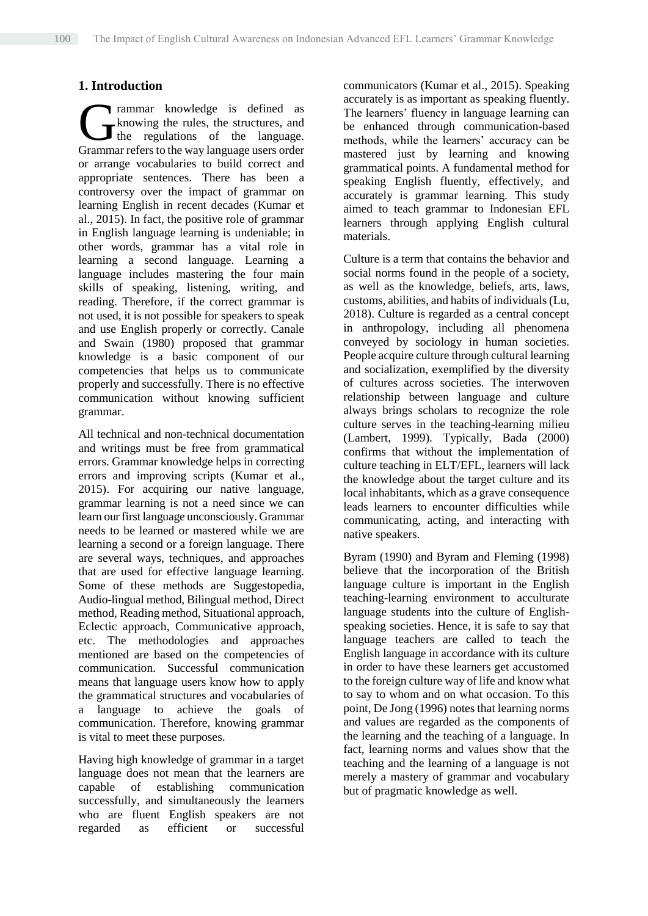## 1. Introduction

Grammar knowledge is defined as knowing the rules, the structures, and the regulations of the language. Grammar refers to the way language users order or arrange vocabularies to build correct and appropriate sentences. There has been a controversy over the impact of grammar on learning English in recent decades (Kumar et al., 2015). In fact, the positive role of grammar in English language learning is undeniable; in other words, grammar has a vital role in learning a second language. Learning a language includes mastering the four main skills of speaking, listening, writing, and reading. Therefore, if the correct grammar is not used, it is not possible for speakers to speak and use English properly or correctly. Canale and Swain (1980) proposed that grammar knowledge is a basic component of our competencies that helps us to communicate properly and successfully. There is no effective communication without knowing sufficient grammar.

All technical and non-technical documentation and writings must be free from grammatical errors. Grammar knowledge helps in correcting errors and improving scripts (Kumar et al., 2015). For acquiring our native language, grammar learning is not a need since we can learn our first language unconsciously. Grammar needs to be learned or mastered while we are learning a second or a foreign language. There are several ways, techniques, and approaches that are used for effective language learning. Some of these methods are Suggestopedia, Audio-lingual method, Bilingual method, Direct method, Reading method, Situational approach, Eclectic approach, Communicative approach, etc. The methodologies and approaches mentioned are based on the competencies of communication. Successful communication means that language users know how to apply the grammatical structures and vocabularies of a language to achieve the goals of communication. Therefore, knowing grammar is vital to meet these purposes.

Having high knowledge of grammar in a target language does not mean that the learners are capable of establishing communication successfully, and simultaneously the learners who are fluent English speakers are not regarded as efficient or successful communicators (Kumar et al., 2015). Speaking accurately is as important as speaking fluently. The learners' fluency in language learning can be enhanced through communication-based methods, while the learners' accuracy can be mastered just by learning and knowing grammatical points. A fundamental method for speaking English fluently, effectively, and accurately is grammar learning. This study aimed to teach grammar to Indonesian EFL learners through applying English cultural materials.

Culture is a term that contains the behavior and social norms found in the people of a society, as well as the knowledge, beliefs, arts, laws, customs, abilities, and habits of individuals (Lu, 2018). Culture is regarded as a central concept in anthropology, including all phenomena conveyed by sociology in human societies. People acquire culture through cultural learning and socialization, exemplified by the diversity of cultures across societies. The interwoven relationship between language and culture always brings scholars to recognize the role culture serves in the teaching-learning milieu (Lambert, 1999). Typically, Bada (2000) confirms that without the implementation of culture teaching in ELT/EFL, learners will lack the knowledge about the target culture and its local inhabitants, which as a grave consequence leads learners to encounter difficulties while communicating, acting, and interacting with native speakers.

Byram (1990) and Byram and Fleming (1998) believe that the incorporation of the British language culture is important in the English teaching-learning environment to acculturate language students into the culture of English-speaking societies. Hence, it is safe to say that language teachers are called to teach the English language in accordance with its culture in order to have these learners get accustomed to the foreign culture way of life and know what to say to whom and on what occasion. To this point, De Jong (1996) notes that learning norms and values are regarded as the components of the learning and the teaching of a language. In fact, learning norms and values show that the teaching and the learning of a language is not merely a mastery of grammar and vocabulary but of pragmatic knowledge as well.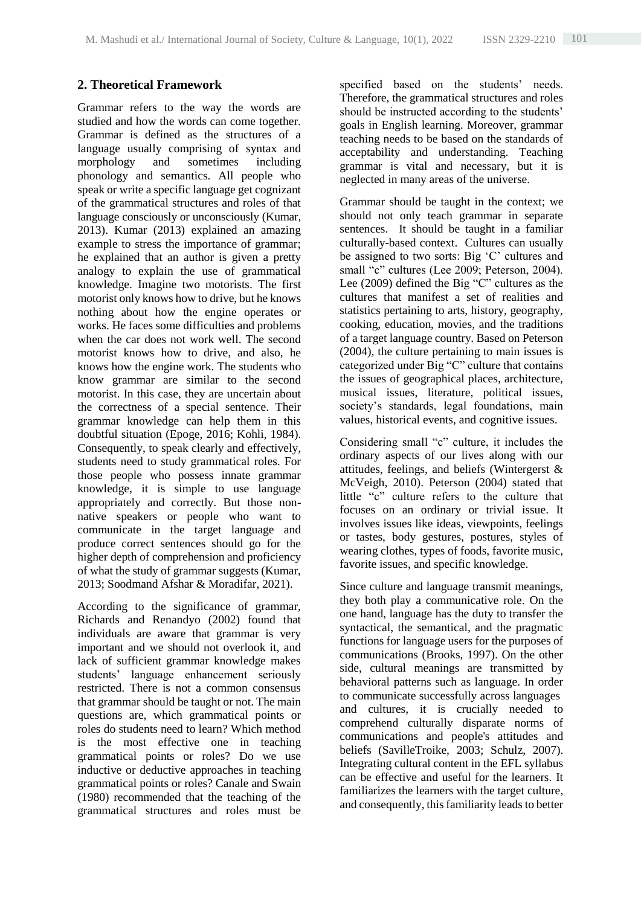## 2. Theoretical Framework

Grammar refers to the way the words are studied and how the words can come together. Grammar is defined as the structures of a language usually comprising of syntax and morphology and sometimes including phonology and semantics. All people who speak or write a specific language get cognizant of the grammatical structures and roles of that language consciously or unconsciously (Kumar, 2013). Kumar (2013) explained an amazing example to stress the importance of grammar; he explained that an author is given a pretty analogy to explain the use of grammatical knowledge. Imagine two motorists. The first motorist only knows how to drive, but he knows nothing about how the engine operates or works. He faces some difficulties and problems when the car does not work well. The second motorist knows how to drive, and also, he knows how the engine work. The students who know grammar are similar to the second motorist. In this case, they are uncertain about the correctness of a special sentence. Their grammar knowledge can help them in this doubtful situation (Epoge, 2016; Kohli, 1984). Consequently, to speak clearly and effectively, students need to study grammatical roles. For those people who possess innate grammar knowledge, it is simple to use language appropriately and correctly. But those non-native speakers or people who want to communicate in the target language and produce correct sentences should go for the higher depth of comprehension and proficiency of what the study of grammar suggests (Kumar, 2013; Soodmand Afshar & Moradifar, 2021).

According to the significance of grammar, Richards and Renandyo (2002) found that individuals are aware that grammar is very important and we should not overlook it, and lack of sufficient grammar knowledge makes students' language enhancement seriously restricted. There is not a common consensus that grammar should be taught or not. The main questions are, which grammatical points or roles do students need to learn? Which method is the most effective one in teaching grammatical points or roles? Do we use inductive or deductive approaches in teaching grammatical points or roles? Canale and Swain (1980) recommended that the teaching of the grammatical structures and roles must be specified based on the students' needs. Therefore, the grammatical structures and roles should be instructed according to the students' goals in English learning. Moreover, grammar teaching needs to be based on the standards of acceptability and understanding. Teaching grammar is vital and necessary, but it is neglected in many areas of the universe.

Grammar should be taught in the context; we should not only teach grammar in separate sentences. It should be taught in a familiar culturally-based context. Cultures can usually be assigned to two sorts: Big 'C' cultures and small "c" cultures (Lee 2009; Peterson, 2004). Lee (2009) defined the Big "C" cultures as the cultures that manifest a set of realities and statistics pertaining to arts, history, geography, cooking, education, movies, and the traditions of a target language country. Based on Peterson (2004), the culture pertaining to main issues is categorized under Big "C" culture that contains the issues of geographical places, architecture, musical issues, literature, political issues, society's standards, legal foundations, main values, historical events, and cognitive issues.

Considering small "c" culture, it includes the ordinary aspects of our lives along with our attitudes, feelings, and beliefs (Wintergerst & McVeigh, 2010). Peterson (2004) stated that little "c" culture refers to the culture that focuses on an ordinary or trivial issue. It involves issues like ideas, viewpoints, feelings or tastes, body gestures, postures, styles of wearing clothes, types of foods, favorite music, favorite issues, and specific knowledge.

Since culture and language transmit meanings, they both play a communicative role. On the one hand, language has the duty to transfer the syntactical, the semantical, and the pragmatic functions for language users for the purposes of communications (Brooks, 1997). On the other side, cultural meanings are transmitted by behavioral patterns such as language. In order to communicate successfully across languages and cultures, it is crucially needed to comprehend culturally disparate norms of communications and people's attitudes and beliefs (SavilleTroike, 2003; Schulz, 2007). Integrating cultural content in the EFL syllabus can be effective and useful for the learners. It familiarizes the learners with the target culture, and consequently, this familiarity leads to better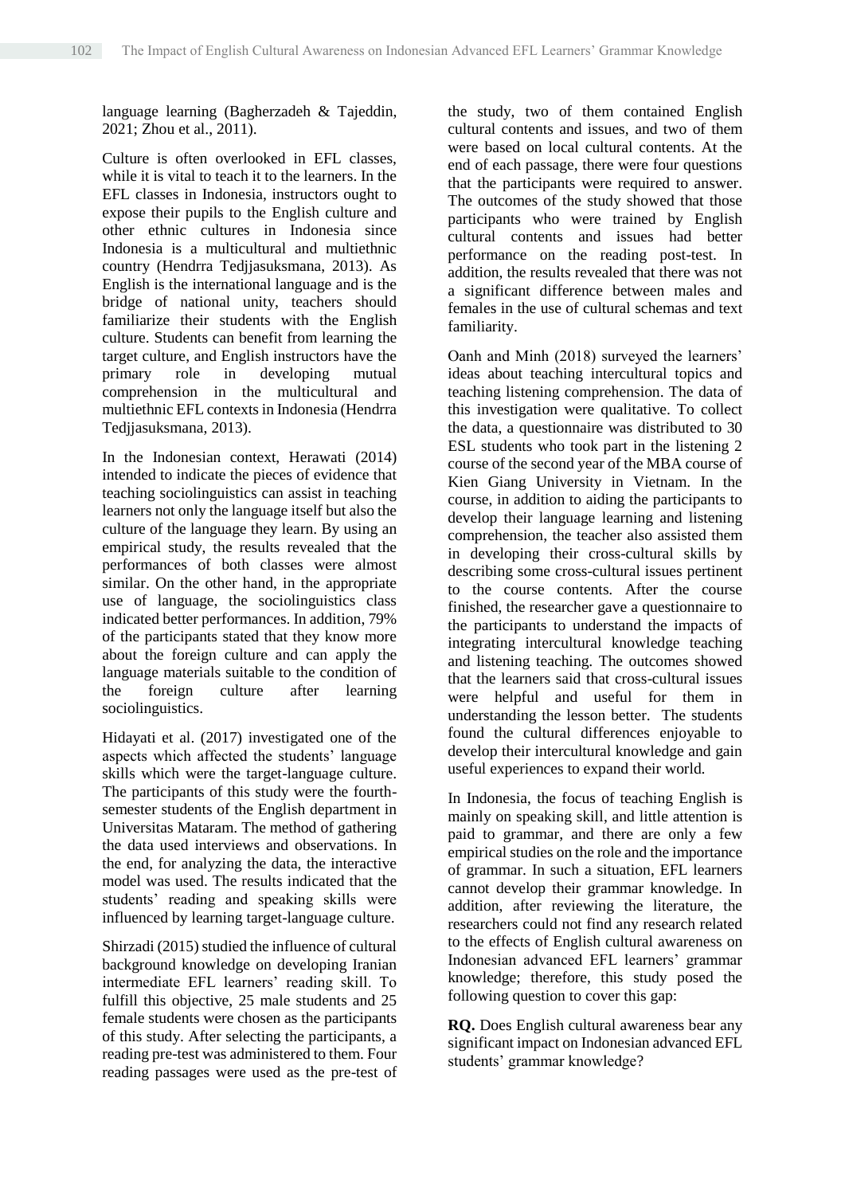language learning (Bagherzadeh & Tajeddin, 2021; Zhou et al., 2011).

Culture is often overlooked in EFL classes, while it is vital to teach it to the learners. In the EFL classes in Indonesia, instructors ought to expose their pupils to the English culture and other ethnic cultures in Indonesia since Indonesia is a multicultural and multiethnic country (Hendrra Tedjjasuksmana, 2013). As English is the international language and is the bridge of national unity, teachers should familiarize their students with the English culture. Students can benefit from learning the target culture, and English instructors have the primary role in developing mutual comprehension in the multicultural and multiethnic EFL contexts in Indonesia (Hendrra Tedjjasuksmana, 2013).

In the Indonesian context, Herawati (2014) intended to indicate the pieces of evidence that teaching sociolinguistics can assist in teaching learners not only the language itself but also the culture of the language they learn. By using an empirical study, the results revealed that the performances of both classes were almost similar. On the other hand, in the appropriate use of language, the sociolinguistics class indicated better performances. In addition, 79% of the participants stated that they know more about the foreign culture and can apply the language materials suitable to the condition of the foreign culture after learning sociolinguistics.

Hidayati et al. (2017) investigated one of the aspects which affected the students' language skills which were the target-language culture. The participants of this study were the fourth-semester students of the English department in Universitas Mataram. The method of gathering the data used interviews and observations. In the end, for analyzing the data, the interactive model was used. The results indicated that the students' reading and speaking skills were influenced by learning target-language culture.

Shirzadi (2015) studied the influence of cultural background knowledge on developing Iranian intermediate EFL learners' reading skill. To fulfill this objective, 25 male students and 25 female students were chosen as the participants of this study. After selecting the participants, a reading pre-test was administered to them. Four reading passages were used as the pre-test of the study, two of them contained English cultural contents and issues, and two of them were based on local cultural contents. At the end of each passage, there were four questions that the participants were required to answer. The outcomes of the study showed that those participants who were trained by English cultural contents and issues had better performance on the reading post-test. In addition, the results revealed that there was not a significant difference between males and females in the use of cultural schemas and text familiarity.

Oanh and Minh (2018) surveyed the learners' ideas about teaching intercultural topics and teaching listening comprehension. The data of this investigation were qualitative. To collect the data, a questionnaire was distributed to 30 ESL students who took part in the listening 2 course of the second year of the MBA course of Kien Giang University in Vietnam. In the course, in addition to aiding the participants to develop their language learning and listening comprehension, the teacher also assisted them in developing their cross-cultural skills by describing some cross-cultural issues pertinent to the course contents. After the course finished, the researcher gave a questionnaire to the participants to understand the impacts of integrating intercultural knowledge teaching and listening teaching. The outcomes showed that the learners said that cross-cultural issues were helpful and useful for them in understanding the lesson better. The students found the cultural differences enjoyable to develop their intercultural knowledge and gain useful experiences to expand their world.

In Indonesia, the focus of teaching English is mainly on speaking skill, and little attention is paid to grammar, and there are only a few empirical studies on the role and the importance of grammar. In such a situation, EFL learners cannot develop their grammar knowledge. In addition, after reviewing the literature, the researchers could not find any research related to the effects of English cultural awareness on Indonesian advanced EFL learners' grammar knowledge; therefore, this study posed the following question to cover this gap:

**RQ.** Does English cultural awareness bear any significant impact on Indonesian advanced EFL students' grammar knowledge?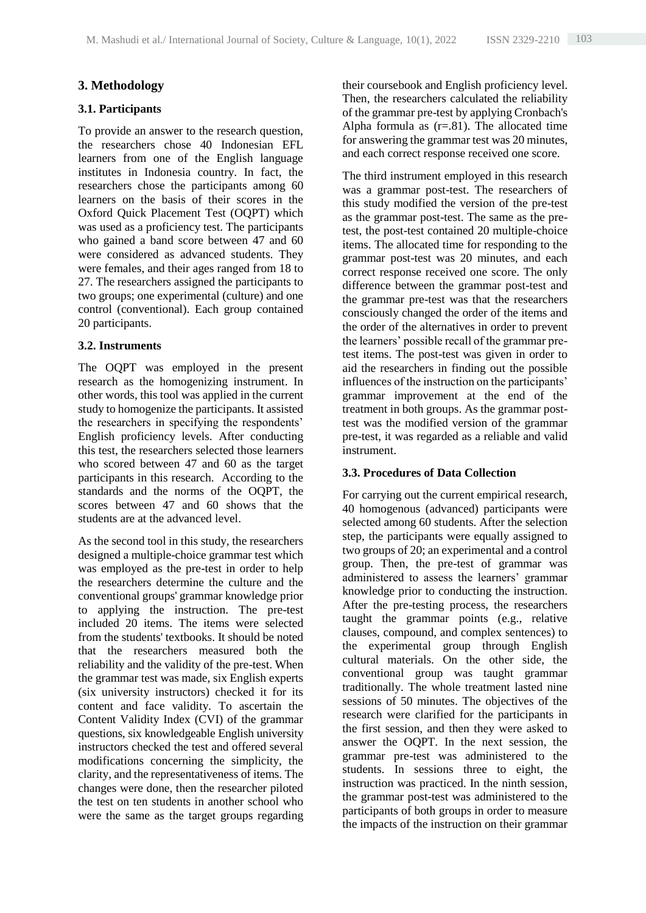## 3. Methodology

### 3.1. Participants

To provide an answer to the research question, the researchers chose 40 Indonesian EFL learners from one of the English language institutes in Indonesia country. In fact, the researchers chose the participants among 60 learners on the basis of their scores in the Oxford Quick Placement Test (OQPT) which was used as a proficiency test. The participants who gained a band score between 47 and 60 were considered as advanced students. They were females, and their ages ranged from 18 to 27. The researchers assigned the participants to two groups; one experimental (culture) and one control (conventional). Each group contained 20 participants.

### 3.2. Instruments

The OQPT was employed in the present research as the homogenizing instrument. In other words, this tool was applied in the current study to homogenize the participants. It assisted the researchers in specifying the respondents' English proficiency levels. After conducting this test, the researchers selected those learners who scored between 47 and 60 as the target participants in this research. According to the standards and the norms of the OQPT, the scores between 47 and 60 shows that the students are at the advanced level.

As the second tool in this study, the researchers designed a multiple-choice grammar test which was employed as the pre-test in order to help the researchers determine the culture and the conventional groups' grammar knowledge prior to applying the instruction. The pre-test included 20 items. The items were selected from the students' textbooks. It should be noted that the researchers measured both the reliability and the validity of the pre-test. When the grammar test was made, six English experts (six university instructors) checked it for its content and face validity. To ascertain the Content Validity Index (CVI) of the grammar questions, six knowledgeable English university instructors checked the test and offered several modifications concerning the simplicity, the clarity, and the representativeness of items. The changes were done, then the researcher piloted the test on ten students in another school who were the same as the target groups regarding their coursebook and English proficiency level. Then, the researchers calculated the reliability of the grammar pre-test by applying Cronbach's Alpha formula as (r=.81). The allocated time for answering the grammar test was 20 minutes, and each correct response received one score.

The third instrument employed in this research was a grammar post-test. The researchers of this study modified the version of the pre-test as the grammar post-test. The same as the pre-test, the post-test contained 20 multiple-choice items. The allocated time for responding to the grammar post-test was 20 minutes, and each correct response received one score. The only difference between the grammar post-test and the grammar pre-test was that the researchers consciously changed the order of the items and the order of the alternatives in order to prevent the learners' possible recall of the grammar pre-test items. The post-test was given in order to aid the researchers in finding out the possible influences of the instruction on the participants' grammar improvement at the end of the treatment in both groups. As the grammar post-test was the modified version of the grammar pre-test, it was regarded as a reliable and valid instrument.

### 3.3. Procedures of Data Collection

For carrying out the current empirical research, 40 homogenous (advanced) participants were selected among 60 students. After the selection step, the participants were equally assigned to two groups of 20; an experimental and a control group. Then, the pre-test of grammar was administered to assess the learners' grammar knowledge prior to conducting the instruction. After the pre-testing process, the researchers taught the grammar points (e.g., relative clauses, compound, and complex sentences) to the experimental group through English cultural materials. On the other side, the conventional group was taught grammar traditionally. The whole treatment lasted nine sessions of 50 minutes. The objectives of the research were clarified for the participants in the first session, and then they were asked to answer the OQPT. In the next session, the grammar pre-test was administered to the students. In sessions three to eight, the instruction was practiced. In the ninth session, the grammar post-test was administered to the participants of both groups in order to measure the impacts of the instruction on their grammar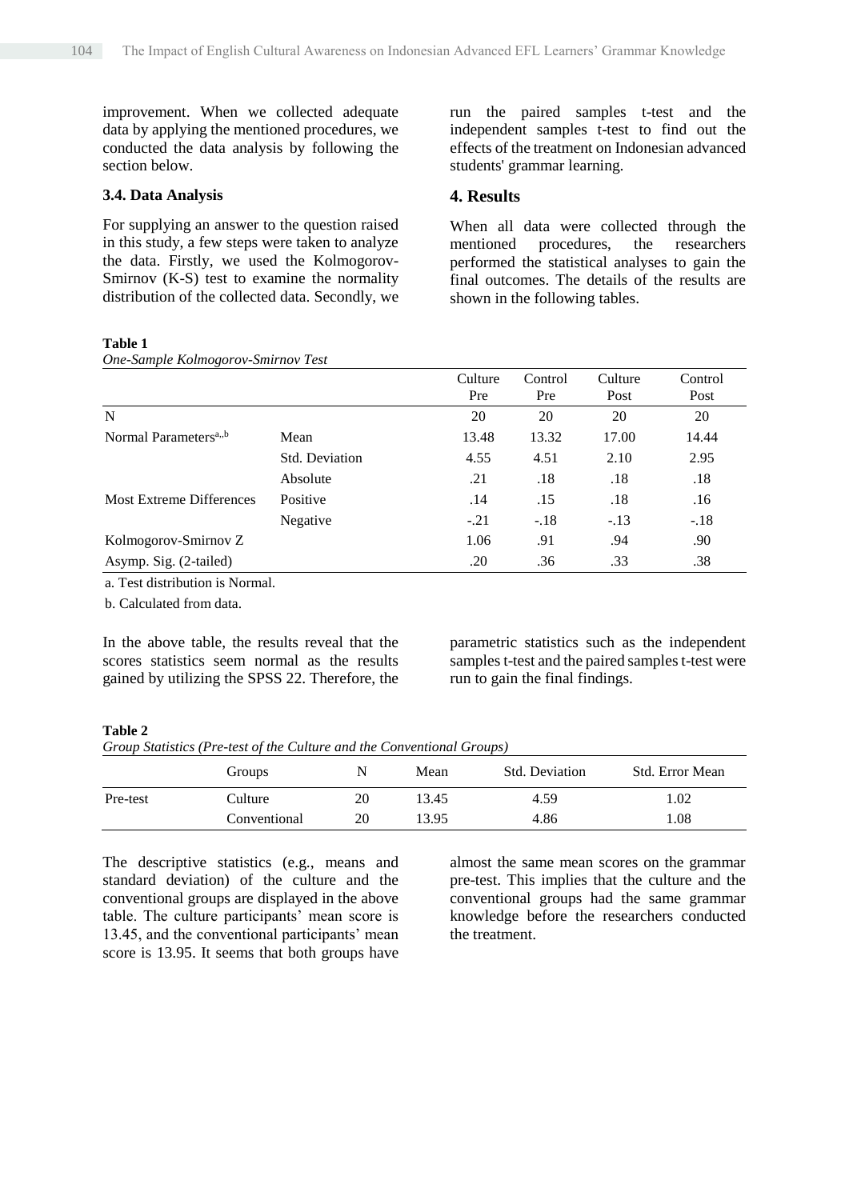improvement. When we collected adequate data by applying the mentioned procedures, we conducted the data analysis by following the section below.

### 3.4. Data Analysis

For supplying an answer to the question raised in this study, a few steps were taken to analyze the data. Firstly, we used the Kolmogorov-Smirnov (K-S) test to examine the normality distribution of the collected data. Secondly, we run the paired samples t-test and the independent samples t-test to find out the effects of the treatment on Indonesian advanced students' grammar learning.

## 4. Results

When all data were collected through the mentioned procedures, the researchers performed the statistical analyses to gain the final outcomes. The details of the results are shown in the following tables.

**Table 1**
*One-Sample Kolmogorov-Smirnov Test*

| | | Culture Pre | Control Pre | Culture Post | Control Post |
|---|---|---|---|---|---|
| N | | 20 | 20 | 20 | 20 |
| Normal Parameters[a,,b] | Mean | 13.48 | 13.32 | 17.00 | 14.44 |
| | Std. Deviation | 4.55 | 4.51 | 2.10 | 2.95 |
| Most Extreme Differences | Absolute | .21 | .18 | .18 | .18 |
| | Positive | .14 | .15 | .18 | .16 |
| | Negative | -.21 | -.18 | -.13 | -.18 |
| Kolmogorov-Smirnov Z | | 1.06 | .91 | .94 | .90 |
| Asymp. Sig. (2-tailed) | | .20 | .36 | .33 | .38 |

a. Test distribution is Normal.

b. Calculated from data.

In the above table, the results reveal that the scores statistics seem normal as the results gained by utilizing the SPSS 22. Therefore, the parametric statistics such as the independent samples t-test and the paired samples t-test were run to gain the final findings.

**Table 2**
*Group Statistics (Pre-test of the Culture and the Conventional Groups)*

| | Groups | N | Mean | Std. Deviation | Std. Error Mean |
|---|---|---|---|---|---|
| Pre-test | Culture | 20 | 13.45 | 4.59 | 1.02 |
| | Conventional | 20 | 13.95 | 4.86 | 1.08 |

The descriptive statistics (e.g., means and standard deviation) of the culture and the conventional groups are displayed in the above table. The culture participants' mean score is 13.45, and the conventional participants' mean score is 13.95. It seems that both groups have almost the same mean scores on the grammar pre-test. This implies that the culture and the conventional groups had the same grammar knowledge before the researchers conducted the treatment.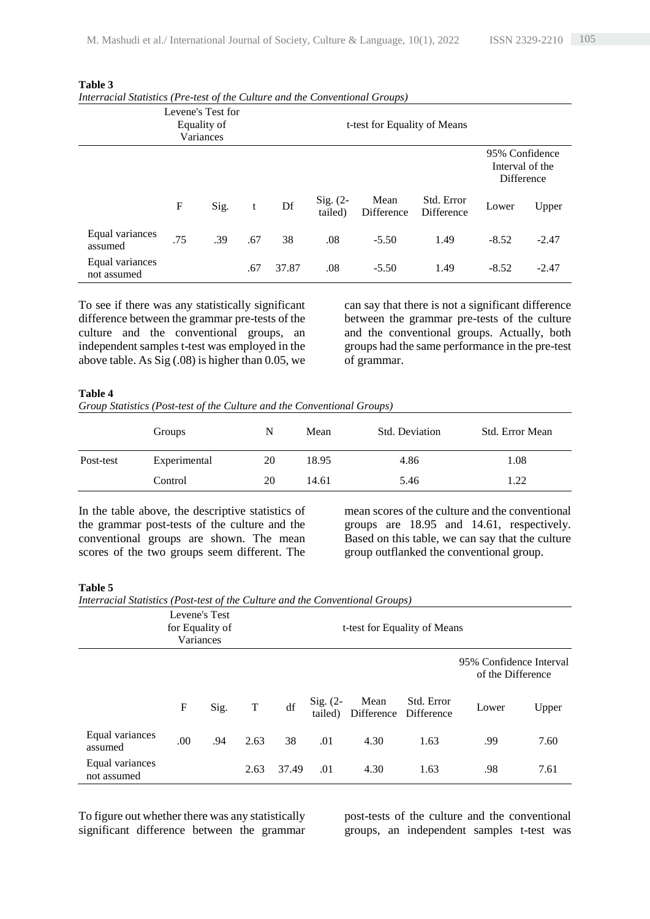**Table 3**
*Interracial Statistics (Pre-test of the Culture and the Conventional Groups)*

| | Levene's Test for Equality of Variances | | t-test for Equality of Means | | | | | | |
|---|---|---|---|---|---|---|---|---|---|
| | | | | | | | | 95% Confidence Interval of the Difference | |
| | F | Sig. | t | Df | Sig. (2-tailed) | Mean Difference | Std. Error Difference | Lower | Upper |
| Equal variances assumed | .75 | .39 | .67 | 38 | .08 | -5.50 | 1.49 | -8.52 | -2.47 |
| Equal variances not assumed | | | .67 | 37.87 | .08 | -5.50 | 1.49 | -8.52 | -2.47 |

To see if there was any statistically significant difference between the grammar pre-tests of the culture and the conventional groups, an independent samples t-test was employed in the above table. As Sig (.08) is higher than 0.05, we can say that there is not a significant difference between the grammar pre-tests of the culture and the conventional groups. Actually, both groups had the same performance in the pre-test of grammar.

**Table 4**
*Group Statistics (Post-test of the Culture and the Conventional Groups)*

| | Groups | N | Mean | Std. Deviation | Std. Error Mean |
|---|---|---|---|---|---|
| Post-test | Experimental | 20 | 18.95 | 4.86 | 1.08 |
| | Control | 20 | 14.61 | 5.46 | 1.22 |

In the table above, the descriptive statistics of the grammar post-tests of the culture and the conventional groups are shown. The mean scores of the two groups seem different. The mean scores of the culture and the conventional groups are 18.95 and 14.61, respectively. Based on this table, we can say that the culture group outflanked the conventional group.

**Table 5**
*Interracial Statistics (Post-test of the Culture and the Conventional Groups)*

| | Levene's Test for Equality of Variances | | t-test for Equality of Means | | | | | | |
|---|---|---|---|---|---|---|---|---|---|
| | | | | | | | | 95% Confidence Interval of the Difference | |
| | F | Sig. | T | df | Sig. (2-tailed) | Mean Difference | Std. Error Difference | Lower | Upper |
| Equal variances assumed | .00 | .94 | 2.63 | 38 | .01 | 4.30 | 1.63 | .99 | 7.60 |
| Equal variances not assumed | | | 2.63 | 37.49 | .01 | 4.30 | 1.63 | .98 | 7.61 |

To figure out whether there was any statistically significant difference between the grammar post-tests of the culture and the conventional groups, an independent samples t-test was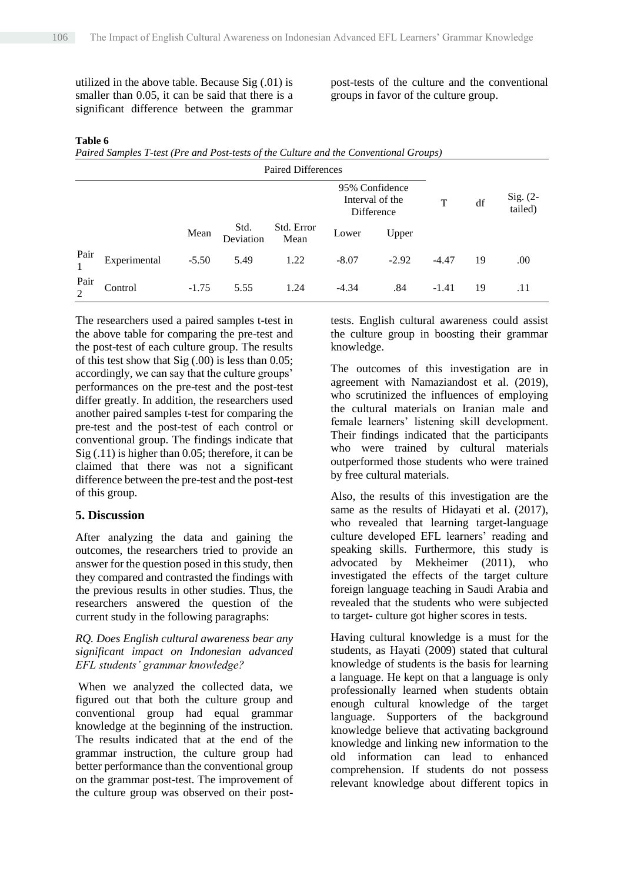utilized in the above table. Because Sig (.01) is smaller than 0.05, it can be said that there is a significant difference between the grammar post-tests of the culture and the conventional groups in favor of the culture group.

**Table 6**

*Paired Samples T-test (Pre and Post-tests of the Culture and the Conventional Groups)*

| | | Paired Differences | | | | | T | df | Sig. (2-tailed) |
|---|---|---|---|---|---|---|---|---|---|
| | | | | | 95% Confidence Interval of the Difference | | | | |
| | | Mean | Std. Deviation | Std. Error Mean | Lower | Upper | | | |
| Pair 1 | Experimental | -5.50 | 5.49 | 1.22 | -8.07 | -2.92 | -4.47 | 19 | .00 |
| Pair 2 | Control | -1.75 | 5.55 | 1.24 | -4.34 | .84 | -1.41 | 19 | .11 |

The researchers used a paired samples t-test in the above table for comparing the pre-test and the post-test of each culture group. The results of this test show that Sig (.00) is less than 0.05; accordingly, we can say that the culture groups' performances on the pre-test and the post-test differ greatly. In addition, the researchers used another paired samples t-test for comparing the pre-test and the post-test of each control or conventional group. The findings indicate that Sig (.11) is higher than 0.05; therefore, it can be claimed that there was not a significant difference between the pre-test and the post-test of this group.

## 5. Discussion

After analyzing the data and gaining the outcomes, the researchers tried to provide an answer for the question posed in this study, then they compared and contrasted the findings with the previous results in other studies. Thus, the researchers answered the question of the current study in the following paragraphs:

*RQ. Does English cultural awareness bear any significant impact on Indonesian advanced EFL students' grammar knowledge?*

When we analyzed the collected data, we figured out that both the culture group and conventional group had equal grammar knowledge at the beginning of the instruction. The results indicated that at the end of the grammar instruction, the culture group had better performance than the conventional group on the grammar post-test. The improvement of the culture group was observed on their post-tests. English cultural awareness could assist the culture group in boosting their grammar knowledge.

The outcomes of this investigation are in agreement with Namaziandost et al. (2019), who scrutinized the influences of employing the cultural materials on Iranian male and female learners' listening skill development. Their findings indicated that the participants who were trained by cultural materials outperformed those students who were trained by free cultural materials.

Also, the results of this investigation are the same as the results of Hidayati et al. (2017), who revealed that learning target-language culture developed EFL learners' reading and speaking skills. Furthermore, this study is advocated by Mekheimer (2011), who investigated the effects of the target culture foreign language teaching in Saudi Arabia and revealed that the students who were subjected to target- culture got higher scores in tests.

Having cultural knowledge is a must for the students, as Hayati (2009) stated that cultural knowledge of students is the basis for learning a language. He kept on that a language is only professionally learned when students obtain enough cultural knowledge of the target language. Supporters of the background knowledge believe that activating background knowledge and linking new information to the old information can lead to enhanced comprehension. If students do not possess relevant knowledge about different topics in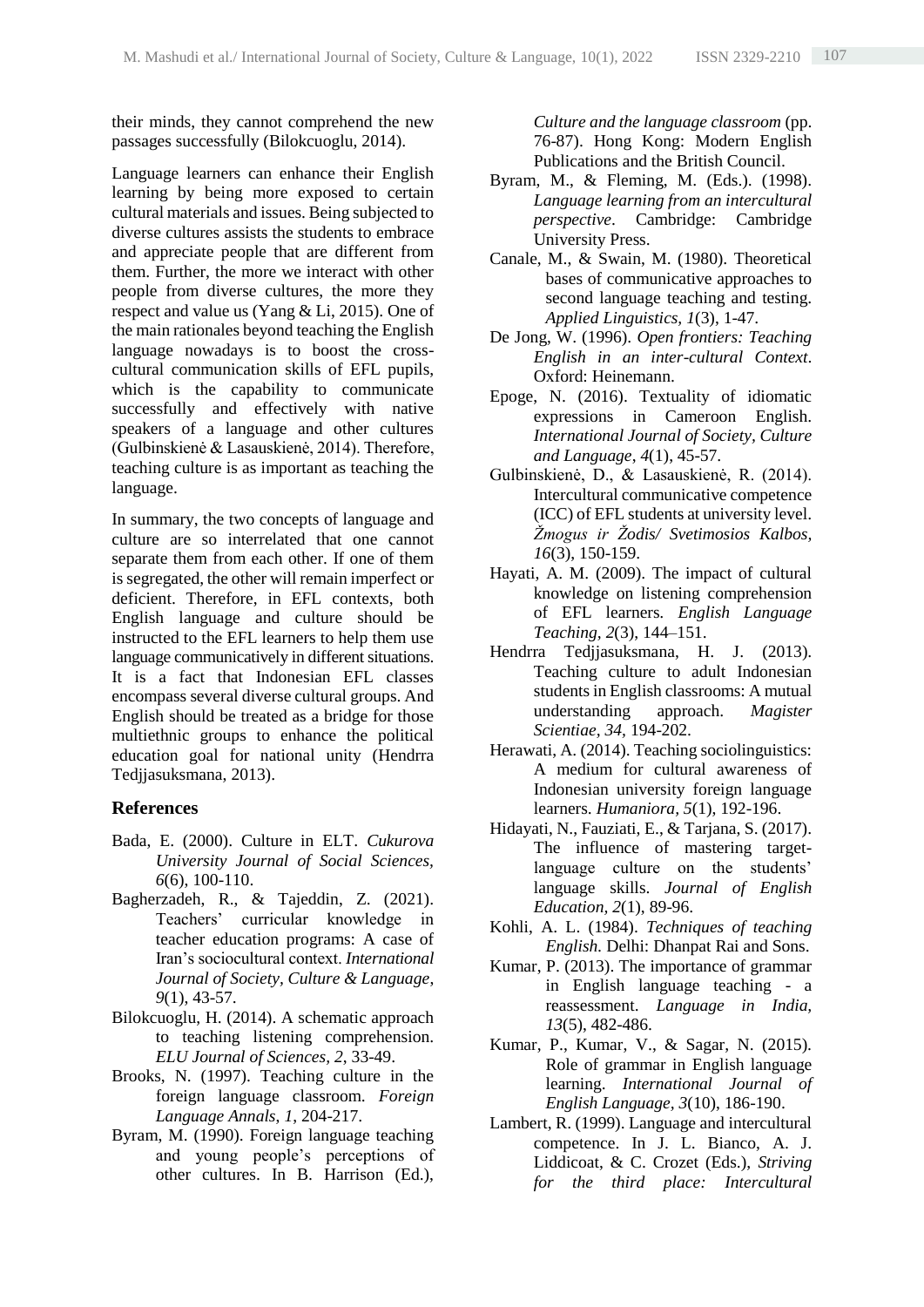their minds, they cannot comprehend the new passages successfully (Bilokcuoglu, 2014).

Language learners can enhance their English learning by being more exposed to certain cultural materials and issues. Being subjected to diverse cultures assists the students to embrace and appreciate people that are different from them. Further, the more we interact with other people from diverse cultures, the more they respect and value us (Yang & Li, 2015). One of the main rationales beyond teaching the English language nowadays is to boost the cross-cultural communication skills of EFL pupils, which is the capability to communicate successfully and effectively with native speakers of a language and other cultures (Gulbinskienė & Lasauskienė, 2014). Therefore, teaching culture is as important as teaching the language.

In summary, the two concepts of language and culture are so interrelated that one cannot separate them from each other. If one of them is segregated, the other will remain imperfect or deficient. Therefore, in EFL contexts, both English language and culture should be instructed to the EFL learners to help them use language communicatively in different situations. It is a fact that Indonesian EFL classes encompass several diverse cultural groups. And English should be treated as a bridge for those multiethnic groups to enhance the political education goal for national unity (Hendrra Tedjjasuksmana, 2013).

## References

Bada, E. (2000). Culture in ELT. *Cukurova University Journal of Social Sciences*, *6*(6), 100-110.

Bagherzadeh, R., & Tajeddin, Z. (2021). Teachers' curricular knowledge in teacher education programs: A case of Iran's sociocultural context. *International Journal of Society, Culture & Language*, *9*(1), 43-57.

Bilokcuoglu, H. (2014). A schematic approach to teaching listening comprehension. *ELU Journal of Sciences*, *2*, 33-49.

Brooks, N. (1997). Teaching culture in the foreign language classroom. *Foreign Language Annals*, *1*, 204-217.

Byram, M. (1990). Foreign language teaching and young people's perceptions of other cultures. In B. Harrison (Ed.), *Culture and the language classroom* (pp. 76-87). Hong Kong: Modern English Publications and the British Council.

Byram, M., & Fleming, M. (Eds.). (1998). *Language learning from an intercultural perspective*. Cambridge: Cambridge University Press.

Canale, M., & Swain, M. (1980). Theoretical bases of communicative approaches to second language teaching and testing. *Applied Linguistics*, *1*(3), 1-47.

De Jong, W. (1996). *Open frontiers: Teaching English in an inter-cultural Context*. Oxford: Heinemann.

Epoge, N. (2016). Textuality of idiomatic expressions in Cameroon English. *International Journal of Society, Culture and Language*, *4*(1), 45-57.

Gulbinskienė, D., & Lasauskienė, R. (2014). Intercultural communicative competence (ICC) of EFL students at university level. *Žmogus ir Žodis/ Svetimosios Kalbos*, *16*(3), 150-159.

Hayati, A. M. (2009). The impact of cultural knowledge on listening comprehension of EFL learners. *English Language Teaching*, *2*(3), 144–151.

Hendrra Tedjjasuksmana, H. J. (2013). Teaching culture to adult Indonesian students in English classrooms: A mutual understanding approach. *Magister Scientiae*, *34*, 194-202.

Herawati, A. (2014). Teaching sociolinguistics: A medium for cultural awareness of Indonesian university foreign language learners. *Humaniora*, *5*(1), 192-196.

Hidayati, N., Fauziati, E., & Tarjana, S. (2017). The influence of mastering target-language culture on the students' language skills. *Journal of English Education*, *2*(1), 89-96.

Kohli, A. L. (1984). *Techniques of teaching English*. Delhi: Dhanpat Rai and Sons.

Kumar, P. (2013). The importance of grammar in English language teaching - a reassessment. *Language in India*, *13*(5), 482-486.

Kumar, P., Kumar, V., & Sagar, N. (2015). Role of grammar in English language learning. *International Journal of English Language*, *3*(10), 186-190.

Lambert, R. (1999). Language and intercultural competence. In J. L. Bianco, A. J. Liddicoat, & C. Crozet (Eds.), *Striving for the third place: Intercultural*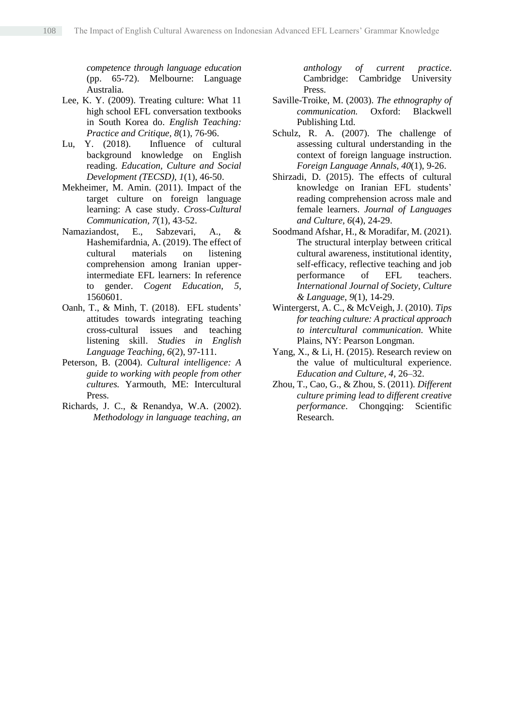*competence through language education* (pp. 65-72). Melbourne: Language Australia.

Lee, K. Y. (2009). Treating culture: What 11 high school EFL conversation textbooks in South Korea do. *English Teaching: Practice and Critique, 8*(1), 76-96.

Lu, Y. (2018). Influence of cultural background knowledge on English reading. *Education, Culture and Social Development (TECSD), 1*(1), 46-50.

Mekheimer, M. Amin. (2011). Impact of the target culture on foreign language learning: A case study. *Cross-Cultural Communication, 7*(1), 43-52.

Namaziandost, E., Sabzevari, A., & Hashemifardnia, A. (2019). The effect of cultural materials on listening comprehension among Iranian upper-intermediate EFL learners: In reference to gender. *Cogent Education, 5*, 1560601.

Oanh, T., & Minh, T. (2018). EFL students' attitudes towards integrating teaching cross-cultural issues and teaching listening skill. *Studies in English Language Teaching, 6*(2), 97-111.

Peterson, B. (2004). *Cultural intelligence: A guide to working with people from other cultures.* Yarmouth, ME: Intercultural Press.

Richards, J. C., & Renandya, W.A. (2002). *Methodology in language teaching, an anthology of current practice*. Cambridge: Cambridge University Press.

Saville-Troike, M. (2003). *The ethnography of communication.* Oxford: Blackwell Publishing Ltd.

Schulz, R. A. (2007). The challenge of assessing cultural understanding in the context of foreign language instruction. *Foreign Language Annals, 40*(1), 9-26.

Shirzadi, D. (2015). The effects of cultural knowledge on Iranian EFL students' reading comprehension across male and female learners. *Journal of Languages and Culture, 6*(4), 24-29.

Soodmand Afshar, H., & Moradifar, M. (2021). The structural interplay between critical cultural awareness, institutional identity, self-efficacy, reflective teaching and job performance of EFL teachers. *International Journal of Society, Culture & Language, 9*(1), 14-29.

Wintergerst, A. C., & McVeigh, J. (2010). *Tips for teaching culture: A practical approach to intercultural communication.* White Plains, NY: Pearson Longman.

Yang, X., & Li, H. (2015). Research review on the value of multicultural experience. *Education and Culture, 4*, 26–32.

Zhou, T., Cao, G., & Zhou, S. (2011). *Different culture priming lead to different creative performance*. Chongqing: Scientific Research.